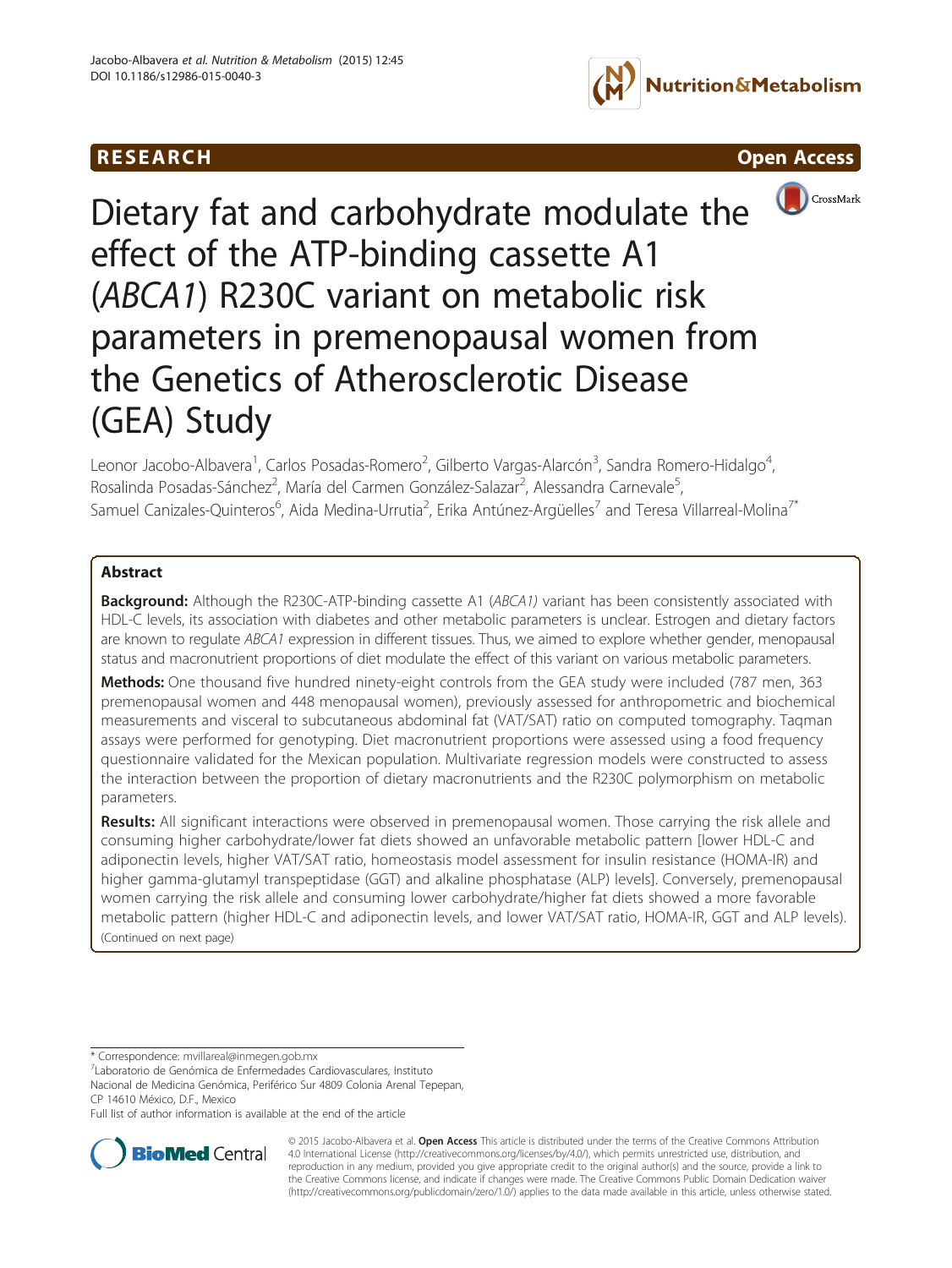RESEARCH Open Access

# Dietary fat and carbohydrate modulate the effect of the ATP-binding cassette A1 (*ABCA1*) R230C variant on metabolic risk parameters in premenopausal women from the Genetics of Atherosclerotic Disease (GEA) Study

Leonor Jacobo-Albavera[1], Carlos Posadas-Romero[2], Gilberto Vargas-Alarcón[3], Sandra Romero-Hidalgo[4], Rosalinda Posadas-Sánchez[2], María del Carmen González-Salazar[2], Alessandra Carnevale[5], Samuel Canizales-Quinteros[6], Aida Medina-Urrutia[2], Erika Antúnez-Argüelles[7] and Teresa Villarreal-Molina[7*]

## Abstract

**Background:** Although the R230C-ATP-binding cassette A1 (*ABCA1)* variant has been consistently associated with HDL-C levels, its association with diabetes and other metabolic parameters is unclear. Estrogen and dietary factors are known to regulate *ABCA1* expression in different tissues. Thus, we aimed to explore whether gender, menopausal status and macronutrient proportions of diet modulate the effect of this variant on various metabolic parameters.

**Methods:** One thousand five hundred ninety-eight controls from the GEA study were included (787 men, 363 premenopausal women and 448 menopausal women), previously assessed for anthropometric and biochemical measurements and visceral to subcutaneous abdominal fat (VAT/SAT) ratio on computed tomography. Taqman assays were performed for genotyping. Diet macronutrient proportions were assessed using a food frequency questionnaire validated for the Mexican population. Multivariate regression models were constructed to assess the interaction between the proportion of dietary macronutrients and the R230C polymorphism on metabolic parameters.

**Results:** All significant interactions were observed in premenopausal women. Those carrying the risk allele and consuming higher carbohydrate/lower fat diets showed an unfavorable metabolic pattern [lower HDL-C and adiponectin levels, higher VAT/SAT ratio, homeostasis model assessment for insulin resistance (HOMA-IR) and higher gamma-glutamyl transpeptidase (GGT) and alkaline phosphatase (ALP) levels]. Conversely, premenopausal women carrying the risk allele and consuming lower carbohydrate/higher fat diets showed a more favorable metabolic pattern (higher HDL-C and adiponectin levels, and lower VAT/SAT ratio, HOMA-IR, GGT and ALP levels).

(Continued on next page)

\* Correspondence: mvillareal@inmegen.gob.mx

[7]Laboratorio de Genómica de Enfermedades Cardiovasculares, Instituto Nacional de Medicina Genómica, Periférico Sur 4809 Colonia Arenal Tepepan, CP 14610 México, D.F., Mexico

Full list of author information is available at the end of the article

© 2015 Jacobo-Albavera et al. **Open Access** This article is distributed under the terms of the Creative Commons Attribution 4.0 International License (http://creativecommons.org/licenses/by/4.0/), which permits unrestricted use, distribution, and reproduction in any medium, provided you give appropriate credit to the original author(s) and the source, provide a link to the Creative Commons license, and indicate if changes were made. The Creative Commons Public Domain Dedication waiver (http://creativecommons.org/publicdomain/zero/1.0/) applies to the data made available in this article, unless otherwise stated.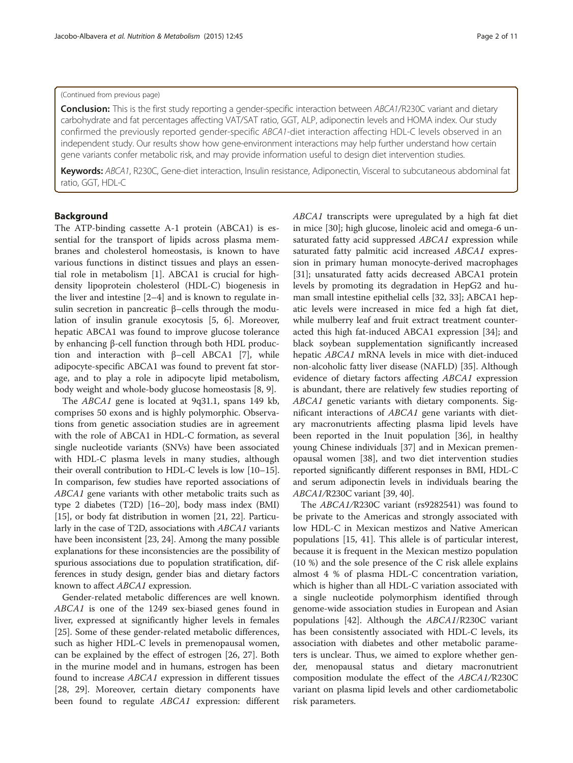(Continued from previous page)

**Conclusion:** This is the first study reporting a gender-specific interaction between *ABCA1*/R230C variant and dietary carbohydrate and fat percentages affecting VAT/SAT ratio, GGT, ALP, adiponectin levels and HOMA index. Our study confirmed the previously reported gender-specific *ABCA1*-diet interaction affecting HDL-C levels observed in an independent study. Our results show how gene-environment interactions may help further understand how certain gene variants confer metabolic risk, and may provide information useful to design diet intervention studies.

**Keywords:** *ABCA1*, R230C, Gene-diet interaction, Insulin resistance, Adiponectin, Visceral to subcutaneous abdominal fat ratio, GGT, HDL-C

## Background

The ATP-binding cassette A-1 protein (ABCA1) is essential for the transport of lipids across plasma membranes and cholesterol homeostasis, is known to have various functions in distinct tissues and plays an essential role in metabolism [1]. ABCA1 is crucial for high-density lipoprotein cholesterol (HDL-C) biogenesis in the liver and intestine [2–4] and is known to regulate insulin secretion in pancreatic β–cells through the modulation of insulin granule exocytosis [5, 6]. Moreover, hepatic ABCA1 was found to improve glucose tolerance by enhancing β-cell function through both HDL production and interaction with β–cell ABCA1 [7], while adipocyte-specific ABCA1 was found to prevent fat storage, and to play a role in adipocyte lipid metabolism, body weight and whole-body glucose homeostasis [8, 9].

The *ABCA1* gene is located at 9q31.1, spans 149 kb, comprises 50 exons and is highly polymorphic. Observations from genetic association studies are in agreement with the role of ABCA1 in HDL-C formation, as several single nucleotide variants (SNVs) have been associated with HDL-C plasma levels in many studies, although their overall contribution to HDL-C levels is low [10–15]. In comparison, few studies have reported associations of *ABCA1* gene variants with other metabolic traits such as type 2 diabetes (T2D) [16–20], body mass index (BMI) [15], or body fat distribution in women [21, 22]. Particularly in the case of T2D, associations with *ABCA1* variants have been inconsistent [23, 24]. Among the many possible explanations for these inconsistencies are the possibility of spurious associations due to population stratification, differences in study design, gender bias and dietary factors known to affect *ABCA1* expression.

Gender-related metabolic differences are well known. *ABCA1* is one of the 1249 sex-biased genes found in liver, expressed at significantly higher levels in females [25]. Some of these gender-related metabolic differences, such as higher HDL-C levels in premenopausal women, can be explained by the effect of estrogen [26, 27]. Both in the murine model and in humans, estrogen has been found to increase *ABCA1* expression in different tissues [28, 29]. Moreover, certain dietary components have been found to regulate *ABCA1* expression: different *ABCA1* transcripts were upregulated by a high fat diet in mice [30]; high glucose, linoleic acid and omega-6 unsaturated fatty acid suppressed *ABCA1* expression while saturated fatty palmitic acid increased *ABCA1* expression in primary human monocyte-derived macrophages [31]; unsaturated fatty acids decreased ABCA1 protein levels by promoting its degradation in HepG2 and human small intestine epithelial cells [32, 33]; ABCA1 hepatic levels were increased in mice fed a high fat diet, while mulberry leaf and fruit extract treatment counteracted this high fat-induced ABCA1 expression [34]; and black soybean supplementation significantly increased hepatic *ABCA1* mRNA levels in mice with diet-induced non-alcoholic fatty liver disease (NAFLD) [35]. Although evidence of dietary factors affecting *ABCA1* expression is abundant, there are relatively few studies reporting of *ABCA1* genetic variants with dietary components. Significant interactions of *ABCA1* gene variants with dietary macronutrients affecting plasma lipid levels have been reported in the Inuit population [36], in healthy young Chinese individuals [37] and in Mexican premenopausal women [38], and two diet intervention studies reported significantly different responses in BMI, HDL-C and serum adiponectin levels in individuals bearing the *ABCA1/*R230C variant [39, 40].

The *ABCA1/*R230C variant (rs9282541) was found to be private to the Americas and strongly associated with low HDL-C in Mexican mestizos and Native American populations [15, 41]. This allele is of particular interest, because it is frequent in the Mexican mestizo population (10 %) and the sole presence of the C risk allele explains almost 4 % of plasma HDL-C concentration variation, which is higher than all HDL-C variation associated with a single nucleotide polymorphism identified through genome-wide association studies in European and Asian populations [42]. Although the *ABCA1*/R230C variant has been consistently associated with HDL-C levels, its association with diabetes and other metabolic parameters is unclear. Thus, we aimed to explore whether gender, menopausal status and dietary macronutrient composition modulate the effect of the *ABCA1/*R230C variant on plasma lipid levels and other cardiometabolic risk parameters.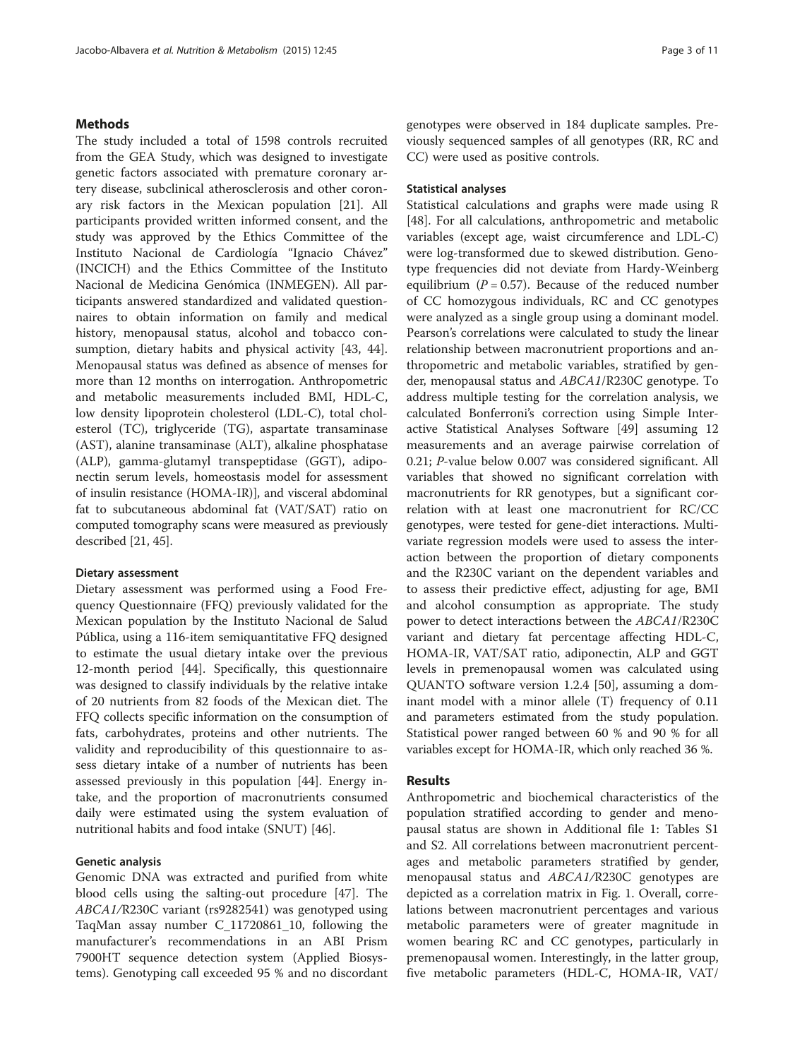## Methods

The study included a total of 1598 controls recruited from the GEA Study, which was designed to investigate genetic factors associated with premature coronary artery disease, subclinical atherosclerosis and other coronary risk factors in the Mexican population [21]. All participants provided written informed consent, and the study was approved by the Ethics Committee of the Instituto Nacional de Cardiología "Ignacio Chávez" (INCICH) and the Ethics Committee of the Instituto Nacional de Medicina Genómica (INMEGEN). All participants answered standardized and validated questionnaires to obtain information on family and medical history, menopausal status, alcohol and tobacco consumption, dietary habits and physical activity [43, 44]. Menopausal status was defined as absence of menses for more than 12 months on interrogation. Anthropometric and metabolic measurements included BMI, HDL-C, low density lipoprotein cholesterol (LDL-C), total cholesterol (TC), triglyceride (TG), aspartate transaminase (AST), alanine transaminase (ALT), alkaline phosphatase (ALP), gamma-glutamyl transpeptidase (GGT), adiponectin serum levels, homeostasis model for assessment of insulin resistance (HOMA-IR)], and visceral abdominal fat to subcutaneous abdominal fat (VAT/SAT) ratio on computed tomography scans were measured as previously described [21, 45].

### Dietary assessment

Dietary assessment was performed using a Food Frequency Questionnaire (FFQ) previously validated for the Mexican population by the Instituto Nacional de Salud Pública, using a 116-item semiquantitative FFQ designed to estimate the usual dietary intake over the previous 12-month period [44]. Specifically, this questionnaire was designed to classify individuals by the relative intake of 20 nutrients from 82 foods of the Mexican diet. The FFQ collects specific information on the consumption of fats, carbohydrates, proteins and other nutrients. The validity and reproducibility of this questionnaire to assess dietary intake of a number of nutrients has been assessed previously in this population [44]. Energy intake, and the proportion of macronutrients consumed daily were estimated using the system evaluation of nutritional habits and food intake (SNUT) [46].

### Genetic analysis

Genomic DNA was extracted and purified from white blood cells using the salting-out procedure [47]. The *ABCA1*/R230C variant (rs9282541) was genotyped using TaqMan assay number C_11720861_10, following the manufacturer's recommendations in an ABI Prism 7900HT sequence detection system (Applied Biosystems). Genotyping call exceeded 95 % and no discordant genotypes were observed in 184 duplicate samples. Previously sequenced samples of all genotypes (RR, RC and CC) were used as positive controls.

### Statistical analyses

Statistical calculations and graphs were made using R [48]. For all calculations, anthropometric and metabolic variables (except age, waist circumference and LDL-C) were log-transformed due to skewed distribution. Genotype frequencies did not deviate from Hardy-Weinberg equilibrium ($P = 0.57$). Because of the reduced number of CC homozygous individuals, RC and CC genotypes were analyzed as a single group using a dominant model. Pearson's correlations were calculated to study the linear relationship between macronutrient proportions and anthropometric and metabolic variables, stratified by gender, menopausal status and *ABCA1*/R230C genotype. To address multiple testing for the correlation analysis, we calculated Bonferroni's correction using Simple Interactive Statistical Analyses Software [49] assuming 12 measurements and an average pairwise correlation of 0.21; *P*-value below 0.007 was considered significant. All variables that showed no significant correlation with macronutrients for RR genotypes, but a significant correlation with at least one macronutrient for RC/CC genotypes, were tested for gene-diet interactions. Multivariate regression models were used to assess the interaction between the proportion of dietary components and the R230C variant on the dependent variables and to assess their predictive effect, adjusting for age, BMI and alcohol consumption as appropriate. The study power to detect interactions between the *ABCA1*/R230C variant and dietary fat percentage affecting HDL-C, HOMA-IR, VAT/SAT ratio, adiponectin, ALP and GGT levels in premenopausal women was calculated using QUANTO software version 1.2.4 [50], assuming a dominant model with a minor allele (T) frequency of 0.11 and parameters estimated from the study population. Statistical power ranged between 60 % and 90 % for all variables except for HOMA-IR, which only reached 36 %.

## Results

Anthropometric and biochemical characteristics of the population stratified according to gender and menopausal status are shown in Additional file 1: Tables S1 and S2. All correlations between macronutrient percentages and metabolic parameters stratified by gender, menopausal status and *ABCA1/*R230C genotypes are depicted as a correlation matrix in Fig. 1. Overall, correlations between macronutrient percentages and various metabolic parameters were of greater magnitude in women bearing RC and CC genotypes, particularly in premenopausal women. Interestingly, in the latter group, five metabolic parameters (HDL-C, HOMA-IR, VAT/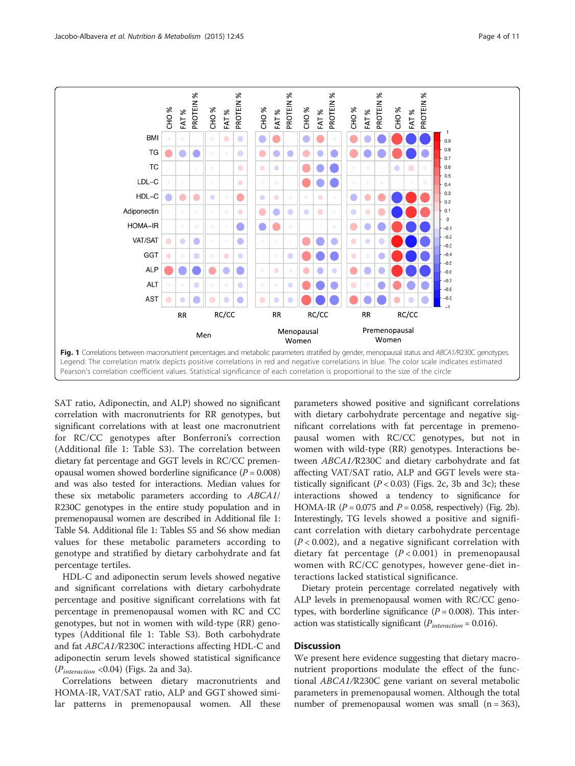**Fig. 1** Correlations between macronutrient percentages and metabolic parameters stratified by gender, menopausal status and *ABCA1*/R230C genotypes. Legend: The correlation matrix depicts positive correlations in red and negative correlations in blue. The color scale indicates estimated Pearson's correlation coefficient values. Statistical significance of each correlation is proportional to the size of the circle

SAT ratio, Adiponectin, and ALP) showed no significant correlation with macronutrients for RR genotypes, but significant correlations with at least one macronutrient for RC/CC genotypes after Bonferroni's correction (Additional file 1: Table S3). The correlation between dietary fat percentage and GGT levels in RC/CC premenopausal women showed borderline significance ($P = 0.008$) and was also tested for interactions. Median values for these six metabolic parameters according to *ABCA1*/R230C genotypes in the entire study population and in premenopausal women are described in Additional file 1: Table S4. Additional file 1: Tables S5 and S6 show median values for these metabolic parameters according to genotype and stratified by dietary carbohydrate and fat percentage tertiles.

HDL-C and adiponectin serum levels showed negative and significant correlations with dietary carbohydrate percentage and positive significant correlations with fat percentage in premenopausal women with RC and CC genotypes, but not in women with wild-type (RR) genotypes (Additional file 1: Table S3). Both carbohydrate and fat *ABCA1/*R230C interactions affecting HDL-C and adiponectin serum levels showed statistical significance ($P_{interaction}$ <0.04) (Figs. 2a and 3a).

Correlations between dietary macronutrients and HOMA-IR, VAT/SAT ratio, ALP and GGT showed similar patterns in premenopausal women. All these parameters showed positive and significant correlations with dietary carbohydrate percentage and negative significant correlations with fat percentage in premenopausal women with RC/CC genotypes, but not in women with wild-type (RR) genotypes. Interactions between *ABCA1/*R230C and dietary carbohydrate and fat affecting VAT/SAT ratio, ALP and GGT levels were statistically significant ($P < 0.03$) (Figs. 2c, 3b and 3c); these interactions showed a tendency to significance for HOMA-IR ($P = 0.075$ and $P = 0.058$, respectively) (Fig. 2b). Interestingly, TG levels showed a positive and significant correlation with dietary carbohydrate percentage ($P < 0.002$), and a negative significant correlation with dietary fat percentage ($P < 0.001$) in premenopausal women with RC/CC genotypes, however gene-diet interactions lacked statistical significance.

Dietary protein percentage correlated negatively with ALP levels in premenopausal women with RC/CC genotypes, with borderline significance ($P = 0.008$). This interaction was statistically significant ($P_{interaction} = 0.016$).

## Discussion

We present here evidence suggesting that dietary macronutrient proportions modulate the effect of the functional *ABCA1*/R230C gene variant on several metabolic parameters in premenopausal women. Although the total number of premenopausal women was small (n = 363),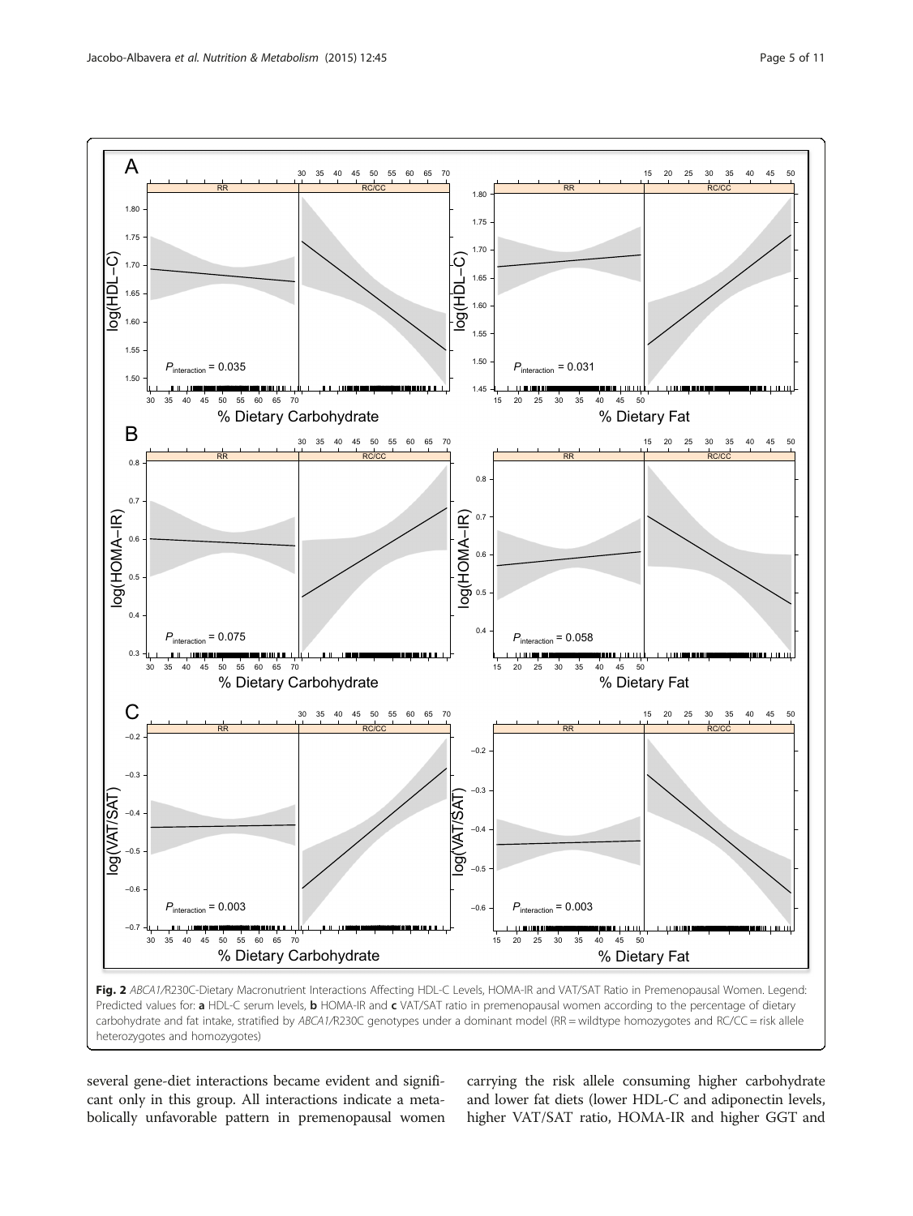**Fig. 2** *ABCA1*/R230C-Dietary Macronutrient Interactions Affecting HDL-C Levels, HOMA-IR and VAT/SAT Ratio in Premenopausal Women. Legend: Predicted values for: **a** HDL-C serum levels, **b** HOMA-IR and **c** VAT/SAT ratio in premenopausal women according to the percentage of dietary carbohydrate and fat intake, stratified by *ABCA1*/R230C genotypes under a dominant model (RR = wildtype homozygotes and RC/CC = risk allele heterozygotes and homozygotes)

several gene-diet interactions became evident and significant only in this group. All interactions indicate a metabolically unfavorable pattern in premenopausal women carrying the risk allele consuming higher carbohydrate and lower fat diets (lower HDL-C and adiponectin levels, higher VAT/SAT ratio, HOMA-IR and higher GGT and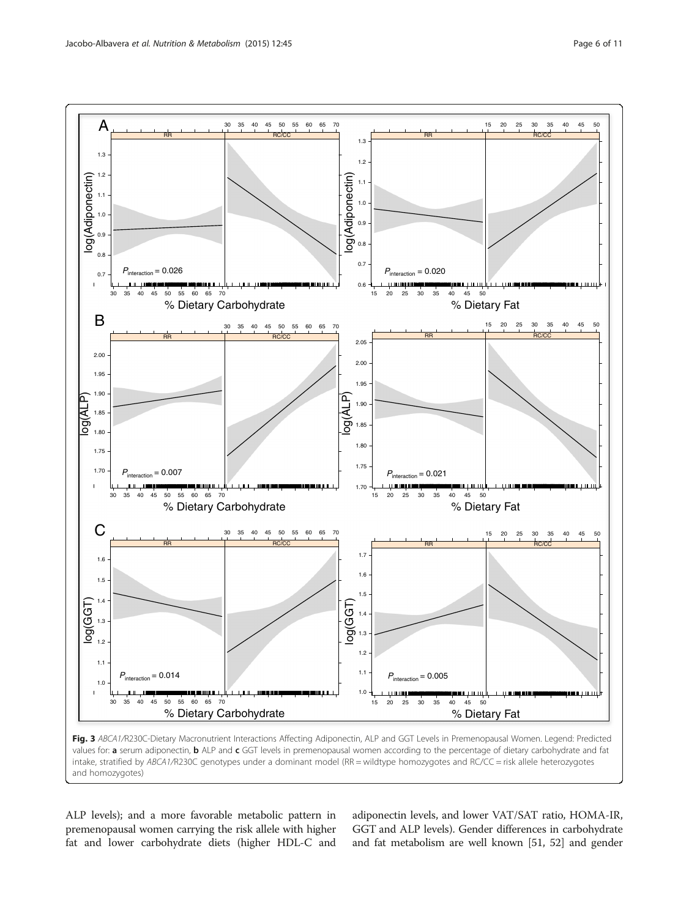**Fig. 3** *ABCA1*/R230C-Dietary Macronutrient Interactions Affecting Adiponectin, ALP and GGT Levels in Premenopausal Women. Legend: Predicted values for: **a** serum adiponectin, **b** ALP and **c** GGT levels in premenopausal women according to the percentage of dietary carbohydrate and fat intake, stratified by *ABCA1*/R230C genotypes under a dominant model (RR = wildtype homozygotes and RC/CC = risk allele heterozygotes and homozygotes)

ALP levels); and a more favorable metabolic pattern in premenopausal women carrying the risk allele with higher fat and lower carbohydrate diets (higher HDL-C and adiponectin levels, and lower VAT/SAT ratio, HOMA-IR, GGT and ALP levels). Gender differences in carbohydrate and fat metabolism are well known [51, 52] and gender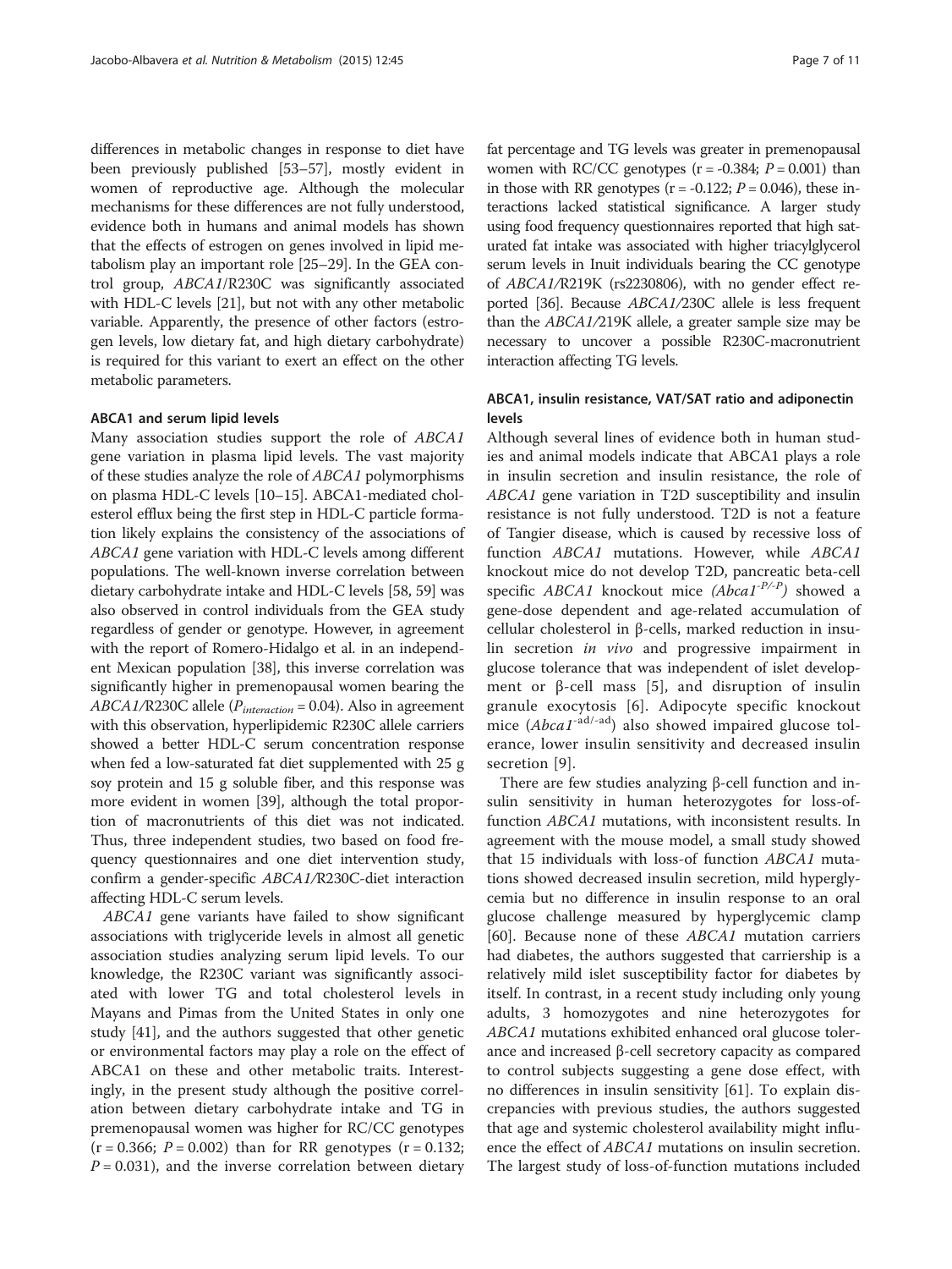differences in metabolic changes in response to diet have been previously published [53–57], mostly evident in women of reproductive age. Although the molecular mechanisms for these differences are not fully understood, evidence both in humans and animal models has shown that the effects of estrogen on genes involved in lipid metabolism play an important role [25–29]. In the GEA control group, *ABCA1*/R230C was significantly associated with HDL-C levels [21], but not with any other metabolic variable. Apparently, the presence of other factors (estrogen levels, low dietary fat, and high dietary carbohydrate) is required for this variant to exert an effect on the other metabolic parameters.

#### ABCA1 and serum lipid levels

Many association studies support the role of *ABCA1* gene variation in plasma lipid levels. The vast majority of these studies analyze the role of *ABCA1* polymorphisms on plasma HDL-C levels [10–15]. ABCA1-mediated cholesterol efflux being the first step in HDL-C particle formation likely explains the consistency of the associations of *ABCA1* gene variation with HDL-C levels among different populations. The well-known inverse correlation between dietary carbohydrate intake and HDL-C levels [58, 59] was also observed in control individuals from the GEA study regardless of gender or genotype. However, in agreement with the report of Romero-Hidalgo et al. in an independent Mexican population [38], this inverse correlation was significantly higher in premenopausal women bearing the *ABCA1/*R230C allele ($P_{interaction} = 0.04$). Also in agreement with this observation, hyperlipidemic R230C allele carriers showed a better HDL-C serum concentration response when fed a low-saturated fat diet supplemented with 25 g soy protein and 15 g soluble fiber, and this response was more evident in women [39], although the total proportion of macronutrients of this diet was not indicated. Thus, three independent studies, two based on food frequency questionnaires and one diet intervention study, confirm a gender-specific *ABCA1/*R230C-diet interaction affecting HDL-C serum levels.

*ABCA1* gene variants have failed to show significant associations with triglyceride levels in almost all genetic association studies analyzing serum lipid levels. To our knowledge, the R230C variant was significantly associated with lower TG and total cholesterol levels in Mayans and Pimas from the United States in only one study [41], and the authors suggested that other genetic or environmental factors may play a role on the effect of ABCA1 on these and other metabolic traits. Interestingly, in the present study although the positive correlation between dietary carbohydrate intake and TG in premenopausal women was higher for RC/CC genotypes ($r = 0.366$; $P = 0.002$) than for RR genotypes ($r = 0.132$; $P = 0.031$), and the inverse correlation between dietary fat percentage and TG levels was greater in premenopausal women with RC/CC genotypes ($r = -0.384$; $P = 0.001$) than in those with RR genotypes ($r = -0.122$; $P = 0.046$), these interactions lacked statistical significance. A larger study using food frequency questionnaires reported that high saturated fat intake was associated with higher triacylglycerol serum levels in Inuit individuals bearing the CC genotype of *ABCA1/*R219K (rs2230806), with no gender effect reported [36]. Because *ABCA1/*230C allele is less frequent than the *ABCA1/*219K allele, a greater sample size may be necessary to uncover a possible R230C-macronutrient interaction affecting TG levels.

#### ABCA1, insulin resistance, VAT/SAT ratio and adiponectin levels

Although several lines of evidence both in human studies and animal models indicate that ABCA1 plays a role in insulin secretion and insulin resistance, the role of *ABCA1* gene variation in T2D susceptibility and insulin resistance is not fully understood. T2D is not a feature of Tangier disease, which is caused by recessive loss of function *ABCA1* mutations. However, while *ABCA1* knockout mice do not develop T2D, pancreatic beta-cell specific *ABCA1* knockout mice ($Abca1^{-P/-P}$) showed a gene-dose dependent and age-related accumulation of cellular cholesterol in β-cells, marked reduction in insulin secretion *in vivo* and progressive impairment in glucose tolerance that was independent of islet development or β-cell mass [5], and disruption of insulin granule exocytosis [6]. Adipocyte specific knockout mice ($Abca1^{-ad/-ad}$) also showed impaired glucose tolerance, lower insulin sensitivity and decreased insulin secretion [9].

There are few studies analyzing β-cell function and insulin sensitivity in human heterozygotes for loss-of-function *ABCA1* mutations, with inconsistent results. In agreement with the mouse model, a small study showed that 15 individuals with loss-of function *ABCA1* mutations showed decreased insulin secretion, mild hyperglycemia but no difference in insulin response to an oral glucose challenge measured by hyperglycemic clamp [60]. Because none of these *ABCA1* mutation carriers had diabetes, the authors suggested that carriership is a relatively mild islet susceptibility factor for diabetes by itself. In contrast, in a recent study including only young adults, 3 homozygotes and nine heterozygotes for *ABCA1* mutations exhibited enhanced oral glucose tolerance and increased β-cell secretory capacity as compared to control subjects suggesting a gene dose effect, with no differences in insulin sensitivity [61]. To explain discrepancies with previous studies, the authors suggested that age and systemic cholesterol availability might influence the effect of *ABCA1* mutations on insulin secretion. The largest study of loss-of-function mutations included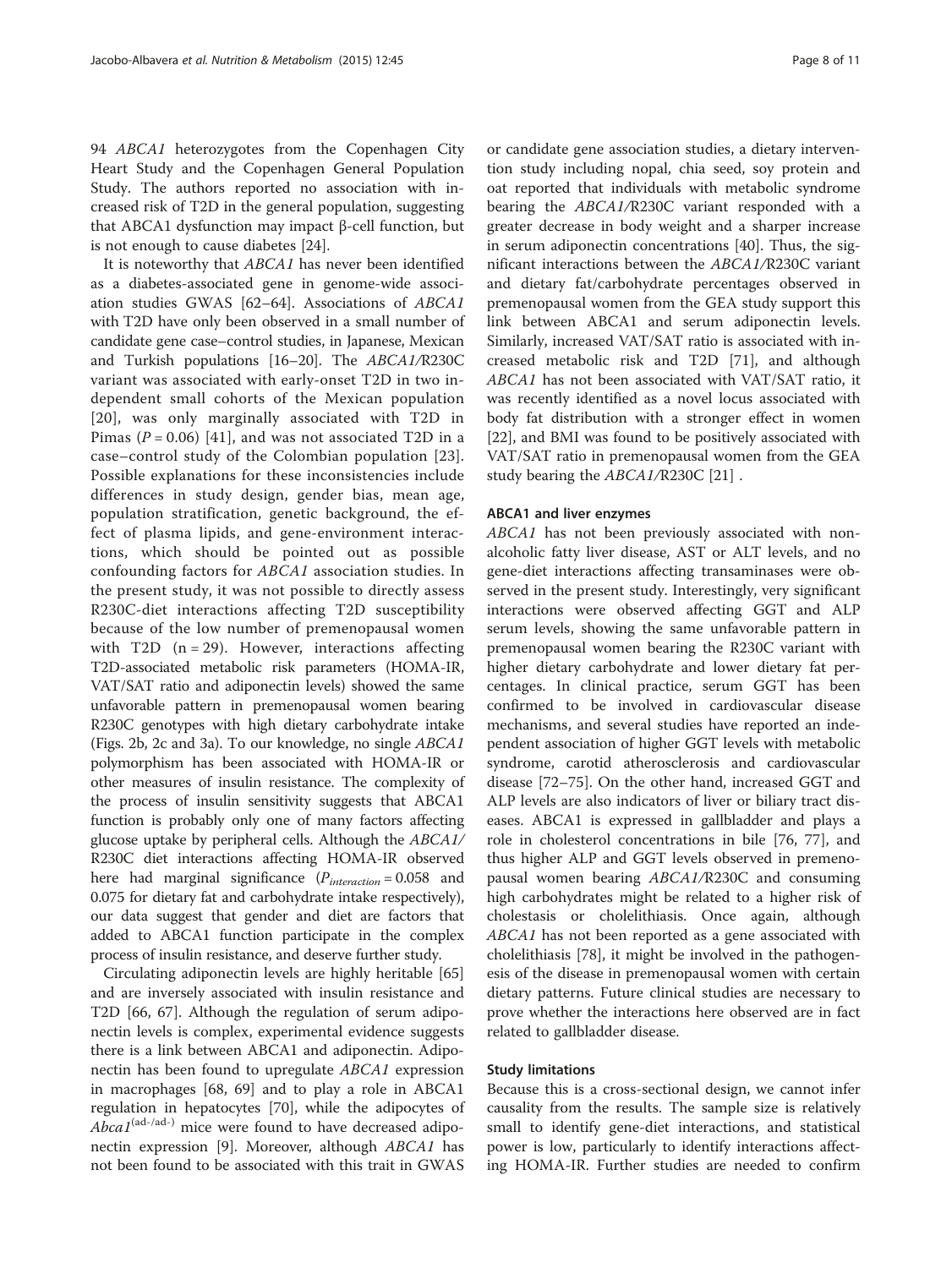94 *ABCA1* heterozygotes from the Copenhagen City Heart Study and the Copenhagen General Population Study. The authors reported no association with increased risk of T2D in the general population, suggesting that ABCA1 dysfunction may impact β-cell function, but is not enough to cause diabetes [24].

It is noteworthy that *ABCA1* has never been identified as a diabetes-associated gene in genome-wide association studies GWAS [62–64]. Associations of *ABCA1* with T2D have only been observed in a small number of candidate gene case–control studies, in Japanese, Mexican and Turkish populations [16–20]. The *ABCA1/*R230C variant was associated with early-onset T2D in two independent small cohorts of the Mexican population [20], was only marginally associated with T2D in Pimas ($P = 0.06$) [41], and was not associated T2D in a case–control study of the Colombian population [23]. Possible explanations for these inconsistencies include differences in study design, gender bias, mean age, population stratification, genetic background, the effect of plasma lipids, and gene-environment interactions, which should be pointed out as possible confounding factors for *ABCA1* association studies. In the present study, it was not possible to directly assess R230C-diet interactions affecting T2D susceptibility because of the low number of premenopausal women with T2D (n = 29). However, interactions affecting T2D-associated metabolic risk parameters (HOMA-IR, VAT/SAT ratio and adiponectin levels) showed the same unfavorable pattern in premenopausal women bearing R230C genotypes with high dietary carbohydrate intake (Figs. 2b, 2c and 3a). To our knowledge, no single *ABCA1* polymorphism has been associated with HOMA-IR or other measures of insulin resistance. The complexity of the process of insulin sensitivity suggests that ABCA1 function is probably only one of many factors affecting glucose uptake by peripheral cells. Although the *ABCA1/*R230C diet interactions affecting HOMA-IR observed here had marginal significance ($P_{interaction} = 0.058$ and 0.075 for dietary fat and carbohydrate intake respectively), our data suggest that gender and diet are factors that added to ABCA1 function participate in the complex process of insulin resistance, and deserve further study.

Circulating adiponectin levels are highly heritable [65] and are inversely associated with insulin resistance and T2D [66, 67]. Although the regulation of serum adiponectin levels is complex, experimental evidence suggests there is a link between ABCA1 and adiponectin. Adiponectin has been found to upregulate *ABCA1* expression in macrophages [68, 69] and to play a role in ABCA1 regulation in hepatocytes [70], while the adipocytes of $Abca1^{(ad-/ad-)}$ mice were found to have decreased adiponectin expression [9]. Moreover, although *ABCA1* has not been found to be associated with this trait in GWAS or candidate gene association studies, a dietary intervention study including nopal, chia seed, soy protein and oat reported that individuals with metabolic syndrome bearing the *ABCA1/*R230C variant responded with a greater decrease in body weight and a sharper increase in serum adiponectin concentrations [40]. Thus, the significant interactions between the *ABCA1/*R230C variant and dietary fat/carbohydrate percentages observed in premenopausal women from the GEA study support this link between ABCA1 and serum adiponectin levels. Similarly, increased VAT/SAT ratio is associated with increased metabolic risk and T2D [71], and although *ABCA1* has not been associated with VAT/SAT ratio, it was recently identified as a novel locus associated with body fat distribution with a stronger effect in women [22], and BMI was found to be positively associated with VAT/SAT ratio in premenopausal women from the GEA study bearing the *ABCA1/*R230C [21] .

#### ABCA1 and liver enzymes

*ABCA1* has not been previously associated with nonalcoholic fatty liver disease, AST or ALT levels, and no gene-diet interactions affecting transaminases were observed in the present study. Interestingly, very significant interactions were observed affecting GGT and ALP serum levels, showing the same unfavorable pattern in premenopausal women bearing the R230C variant with higher dietary carbohydrate and lower dietary fat percentages. In clinical practice, serum GGT has been confirmed to be involved in cardiovascular disease mechanisms, and several studies have reported an independent association of higher GGT levels with metabolic syndrome, carotid atherosclerosis and cardiovascular disease [72–75]. On the other hand, increased GGT and ALP levels are also indicators of liver or biliary tract diseases. ABCA1 is expressed in gallbladder and plays a role in cholesterol concentrations in bile [76, 77], and thus higher ALP and GGT levels observed in premenopausal women bearing *ABCA1/*R230C and consuming high carbohydrates might be related to a higher risk of cholestasis or cholelithiasis. Once again, although *ABCA1* has not been reported as a gene associated with cholelithiasis [78], it might be involved in the pathogenesis of the disease in premenopausal women with certain dietary patterns. Future clinical studies are necessary to prove whether the interactions here observed are in fact related to gallbladder disease.

#### Study limitations

Because this is a cross-sectional design, we cannot infer causality from the results. The sample size is relatively small to identify gene-diet interactions, and statistical power is low, particularly to identify interactions affecting HOMA-IR. Further studies are needed to confirm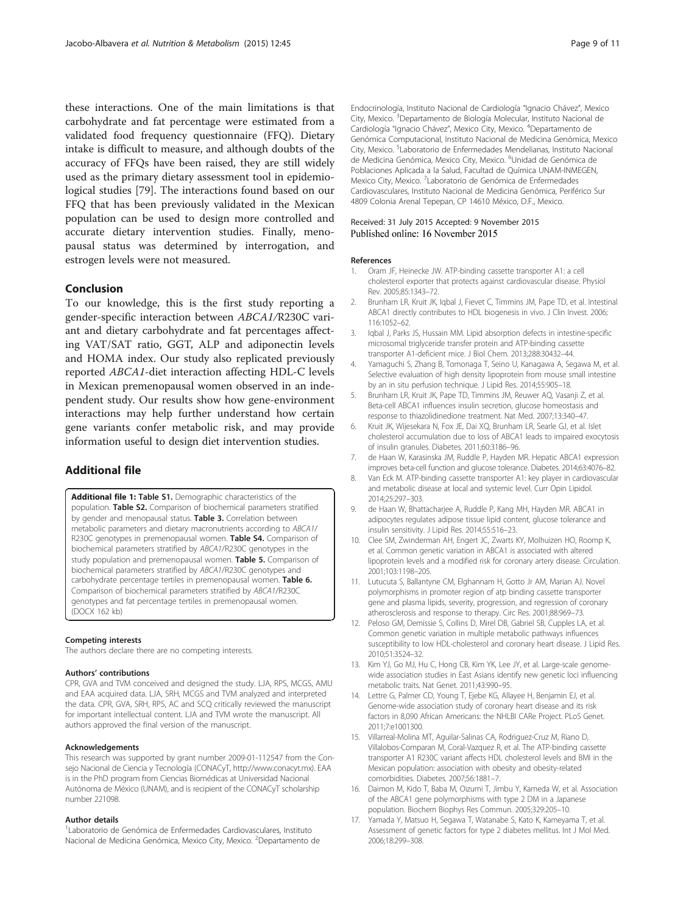these interactions. One of the main limitations is that carbohydrate and fat percentage were estimated from a validated food frequency questionnaire (FFQ). Dietary intake is difficult to measure, and although doubts of the accuracy of FFQs have been raised, they are still widely used as the primary dietary assessment tool in epidemiological studies [79]. The interactions found based on our FFQ that has been previously validated in the Mexican population can be used to design more controlled and accurate dietary intervention studies. Finally, menopausal status was determined by interrogation, and estrogen levels were not measured.

## Conclusion

To our knowledge, this is the first study reporting a gender-specific interaction between *ABCA1/*R230C variant and dietary carbohydrate and fat percentages affecting VAT/SAT ratio, GGT, ALP and adiponectin levels and HOMA index. Our study also replicated previously reported *ABCA1*-diet interaction affecting HDL-C levels in Mexican premenopausal women observed in an independent study. Our results show how gene-environment interactions may help further understand how certain gene variants confer metabolic risk, and may provide information useful to design diet intervention studies.

## Additional file

**Additional file 1: Table S1.** Demographic characteristics of the population. **Table S2.** Comparison of biochemical parameters stratified by gender and menopausal status. **Table 3.** Correlation between metabolic parameters and dietary macronutrients according to *ABCA1*/R230C genotypes in premenopausal women. **Table S4.** Comparison of biochemical parameters stratified by *ABCA1*/R230C genotypes in the study population and premenopausal women. **Table 5.** Comparison of biochemical parameters stratified by *ABCA1*/R230C genotypes and carbohydrate percentage tertiles in premenopausal women. **Table 6.** Comparison of biochemical parameters stratified by *ABCA1*/R230C genotypes and fat percentage tertiles in premenopausal women. (DOCX 162 kb)

#### Competing interests

The authors declare there are no competing interests.

#### Authors' contributions

CPR, GVA and TVM conceived and designed the study. LJA, RPS, MCGS, AMU and EAA acquired data. LJA, SRH, MCGS and TVM analyzed and interpreted the data. CPR, GVA, SRH, RPS, AC and SCQ critically reviewed the manuscript for important intellectual content. LJA and TVM wrote the manuscript. All authors approved the final version of the manuscript.

#### Acknowledgements

This research was supported by grant number 2009-01-112547 from the Consejo Nacional de Ciencia y Tecnología (CONACyT, http://www.conacyt.mx). EAA is in the PhD program from Ciencias Biomédicas at Universidad Nacional Autónoma de México (UNAM), and is recipient of the CONACyT scholarship number 221098.

#### Author details

[1]Laboratorio de Genómica de Enfermedades Cardiovasculares, Instituto Nacional de Medicina Genómica, Mexico City, Mexico. [2]Departamento de Endocrinología, Instituto Nacional de Cardiología "Ignacio Chávez", Mexico City, Mexico. [3]Departamento de Biología Molecular, Instituto Nacional de Cardiología "Ignacio Chávez", Mexico City, Mexico. [4]Departamento de Genómica Computacional, Instituto Nacional de Medicina Genómica, Mexico City, Mexico. [5]Laboratorio de Enfermedades Mendelianas, Instituto Nacional de Medicina Genómica, Mexico City, Mexico. [6]Unidad de Genómica de Poblaciones Aplicada a la Salud, Facultad de Química UNAM-INMEGEN, Mexico City, Mexico. [7]Laboratorio de Genómica de Enfermedades Cardiovasculares, Instituto Nacional de Medicina Genómica, Periférico Sur 4809 Colonia Arenal Tepepan, CP 14610 México, D.F., Mexico.

Received: 31 July 2015 Accepted: 9 November 2015
Published online: 16 November 2015

#### References

1. Oram JF, Heinecke JW. ATP-binding cassette transporter A1: a cell cholesterol exporter that protects against cardiovascular disease. Physiol Rev. 2005;85:1343–72.
2. Brunham LR, Kruit JK, Iqbal J, Fievet C, Timmins JM, Pape TD, et al. Intestinal ABCA1 directly contributes to HDL biogenesis in vivo. J Clin Invest. 2006; 116:1052–62.
3. Iqbal J, Parks JS, Hussain MM. Lipid absorption defects in intestine-specific microsomal triglyceride transfer protein and ATP-binding cassette transporter A1-deficient mice. J Biol Chem. 2013;288:30432–44.
4. Yamaguchi S, Zhang B, Tomonaga T, Seino U, Kanagawa A, Segawa M, et al. Selective evaluation of high density lipoprotein from mouse small intestine by an in situ perfusion technique. J Lipid Res. 2014;55:905–18.
5. Brunham LR, Kruit JK, Pape TD, Timmins JM, Reuwer AQ, Vasanji Z, et al. Beta-cell ABCA1 influences insulin secretion, glucose homeostasis and response to thiazolidinedione treatment. Nat Med. 2007;13:340–47.
6. Kruit JK, Wijesekara N, Fox JE, Dai XQ, Brunham LR, Searle GJ, et al. Islet cholesterol accumulation due to loss of ABCA1 leads to impaired exocytosis of insulin granules. Diabetes. 2011;60:3186–96.
7. de Haan W, Karasinska JM, Ruddle P, Hayden MR. Hepatic ABCA1 expression improves beta-cell function and glucose tolerance. Diabetes. 2014;63:4076–82.
8. Van Eck M. ATP-binding cassette transporter A1: key player in cardiovascular and metabolic disease at local and systemic level. Curr Opin Lipidol. 2014;25:297–303.
9. de Haan W, Bhattacharjee A, Ruddle P, Kang MH, Hayden MR. ABCA1 in adipocytes regulates adipose tissue lipid content, glucose tolerance and insulin sensitivity. J Lipid Res. 2014;55:516–23.
10. Clee SM, Zwinderman AH, Engert JC, Zwarts KY, Molhuizen HO, Roomp K, et al. Common genetic variation in ABCA1 is associated with altered lipoprotein levels and a modified risk for coronary artery disease. Circulation. 2001;103:1198–205.
11. Lutucuta S, Ballantyne CM, Elghannam H, Gotto Jr AM, Marian AJ. Novel polymorphisms in promoter region of atp binding cassette transporter gene and plasma lipids, severity, progression, and regression of coronary atherosclerosis and response to therapy. Circ Res. 2001;88:969–73.
12. Peloso GM, Demissie S, Collins D, Mirel DB, Gabriel SB, Cupples LA, et al. Common genetic variation in multiple metabolic pathways influences susceptibility to low HDL-cholesterol and coronary heart disease. J Lipid Res. 2010;51:3524–32.
13. Kim YJ, Go MJ, Hu C, Hong CB, Kim YK, Lee JY, et al. Large-scale genome-wide association studies in East Asians identify new genetic loci influencing metabolic traits. Nat Genet. 2011;43:990–95.
14. Lettre G, Palmer CD, Young T, Ejebe KG, Allayee H, Benjamin EJ, et al. Genome-wide association study of coronary heart disease and its risk factors in 8,090 African Americans: the NHLBI CARe Project. PLoS Genet. 2011;7:e1001300.
15. Villarreal-Molina MT, Aguilar-Salinas CA, Rodriguez-Cruz M, Riano D, Villalobos-Comparan M, Coral-Vazquez R, et al. The ATP-binding cassette transporter A1 R230C variant affects HDL cholesterol levels and BMI in the Mexican population: association with obesity and obesity-related comorbidities. Diabetes. 2007;56:1881–7.
16. Daimon M, Kido T, Baba M, Oizumi T, Jimbu Y, Kameda W, et al. Association of the ABCA1 gene polymorphisms with type 2 DM in a Japanese population. Biochem Biophys Res Commun. 2005;329:205–10.
17. Yamada Y, Matsuo H, Segawa T, Watanabe S, Kato K, Kameyama T, et al. Assessment of genetic factors for type 2 diabetes mellitus. Int J Mol Med. 2006;18:299–308.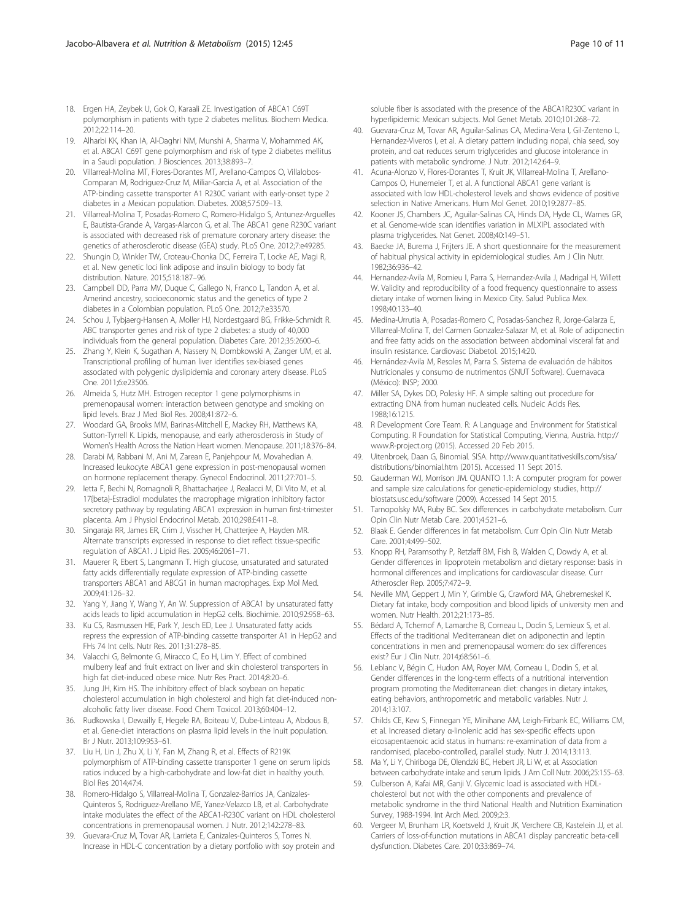18. Ergen HA, Zeybek U, Gok O, Karaali ZE. Investigation of ABCA1 C69T polymorphism in patients with type 2 diabetes mellitus. Biochem Medica. 2012;22:114–20.
19. Alharbi KK, Khan IA, Al-Daghri NM, Munshi A, Sharma V, Mohammed AK, et al. ABCA1 C69T gene polymorphism and risk of type 2 diabetes mellitus in a Saudi population. J Biosciences. 2013;38:893–7.
20. Villarreal-Molina MT, Flores-Dorantes MT, Arellano-Campos O, Villalobos-Comparan M, Rodriguez-Cruz M, Miliar-Garcia A, et al. Association of the ATP-binding cassette transporter A1 R230C variant with early-onset type 2 diabetes in a Mexican population. Diabetes. 2008;57:509–13.
21. Villarreal-Molina T, Posadas-Romero C, Romero-Hidalgo S, Antunez-Arguelles E, Bautista-Grande A, Vargas-Alarcon G, et al. The ABCA1 gene R230C variant is associated with decreased risk of premature coronary artery disease: the genetics of atherosclerotic disease (GEA) study. PLoS One. 2012;7:e49285.
22. Shungin D, Winkler TW, Croteau-Chonka DC, Ferreira T, Locke AE, Magi R, et al. New genetic loci link adipose and insulin biology to body fat distribution. Nature. 2015;518:187–96.
23. Campbell DD, Parra MV, Duque C, Gallego N, Franco L, Tandon A, et al. Amerind ancestry, socioeconomic status and the genetics of type 2 diabetes in a Colombian population. PLoS One. 2012;7:e33570.
24. Schou J, Tybjaerg-Hansen A, Moller HJ, Nordestgaard BG, Frikke-Schmidt R. ABC transporter genes and risk of type 2 diabetes: a study of 40,000 individuals from the general population. Diabetes Care. 2012;35:2600–6.
25. Zhang Y, Klein K, Sugathan A, Nassery N, Dombkowski A, Zanger UM, et al. Transcriptional profiling of human liver identifies sex-biased genes associated with polygenic dyslipidemia and coronary artery disease. PLoS One. 2011;6:e23506.
26. Almeida S, Hutz MH. Estrogen receptor 1 gene polymorphisms in premenopausal women: interaction between genotype and smoking on lipid levels. Braz J Med Biol Res. 2008;41:872–6.
27. Woodard GA, Brooks MM, Barinas-Mitchell E, Mackey RH, Matthews KA, Sutton-Tyrrell K. Lipids, menopause, and early atherosclerosis in Study of Women's Health Across the Nation Heart women. Menopause. 2011;18:376–84.
28. Darabi M, Rabbani M, Ani M, Zarean E, Panjehpour M, Movahedian A. Increased leukocyte ABCA1 gene expression in post-menopausal women on hormone replacement therapy. Gynecol Endocrinol. 2011;27:701–5.
29. Ietta F, Bechi N, Romagnoli R, Bhattacharjee J, Realacci M, Di Vito M, et al. 17{beta}-Estradiol modulates the macrophage migration inhibitory factor secretory pathway by regulating ABCA1 expression in human first-trimester placenta. Am J Physiol Endocrinol Metab. 2010;298:E411–8.
30. Singaraja RR, James ER, Crim J, Visscher H, Chatterjee A, Hayden MR. Alternate transcripts expressed in response to diet reflect tissue-specific regulation of ABCA1. J Lipid Res. 2005;46:2061–71.
31. Mauerer R, Ebert S, Langmann T. High glucose, unsaturated and saturated fatty acids differentially regulate expression of ATP-binding cassette transporters ABCA1 and ABCG1 in human macrophages. Exp Mol Med. 2009;41:126–32.
32. Yang Y, Jiang Y, Wang Y, An W. Suppression of ABCA1 by unsaturated fatty acids leads to lipid accumulation in HepG2 cells. Biochimie. 2010;92:958–63.
33. Ku CS, Rasmussen HE, Park Y, Jesch ED, Lee J. Unsaturated fatty acids repress the expression of ATP-binding cassette transporter A1 in HepG2 and FHs 74 Int cells. Nutr Res. 2011;31:278–85.
34. Valacchi G, Belmonte G, Miracco C, Eo H, Lim Y. Effect of combined mulberry leaf and fruit extract on liver and skin cholesterol transporters in high fat diet-induced obese mice. Nutr Res Pract. 2014;8:20–6.
35. Jung JH, Kim HS. The inhibitory effect of black soybean on hepatic cholesterol accumulation in high cholesterol and high fat diet-induced non-alcoholic fatty liver disease. Food Chem Toxicol. 2013;60:404–12.
36. Rudkowska I, Dewailly E, Hegele RA, Boiteau V, Dube-Linteau A, Abdous B, et al. Gene-diet interactions on plasma lipid levels in the Inuit population. Br J Nutr. 2013;109:953–61.
37. Liu H, Lin J, Zhu X, Li Y, Fan M, Zhang R, et al. Effects of R219K polymorphism of ATP-binding cassette transporter 1 gene on serum lipids ratios induced by a high-carbohydrate and low-fat diet in healthy youth. Biol Res 2014;47:4.
38. Romero-Hidalgo S, Villarreal-Molina T, Gonzalez-Barrios JA, Canizales-Quinteros S, Rodriguez-Arellano ME, Yanez-Velazco LB, et al. Carbohydrate intake modulates the effect of the ABCA1-R230C variant on HDL cholesterol concentrations in premenopausal women. J Nutr. 2012;142:278–83.
39. Guevara-Cruz M, Tovar AR, Larrieta E, Canizales-Quinteros S, Torres N. Increase in HDL-C concentration by a dietary portfolio with soy protein and soluble fiber is associated with the presence of the ABCA1R230C variant in hyperlipidemic Mexican subjects. Mol Genet Metab. 2010;101:268–72.
40. Guevara-Cruz M, Tovar AR, Aguilar-Salinas CA, Medina-Vera I, Gil-Zenteno L, Hernandez-Viveros I, et al. A dietary pattern including nopal, chia seed, soy protein, and oat reduces serum triglycerides and glucose intolerance in patients with metabolic syndrome. J Nutr. 2012;142:64–9.
41. Acuna-Alonzo V, Flores-Dorantes T, Kruit JK, Villarreal-Molina T, Arellano-Campos O, Hunemeier T, et al. A functional ABCA1 gene variant is associated with low HDL-cholesterol levels and shows evidence of positive selection in Native Americans. Hum Mol Genet. 2010;19:2877–85.
42. Kooner JS, Chambers JC, Aguilar-Salinas CA, Hinds DA, Hyde CL, Warnes GR, et al. Genome-wide scan identifies variation in MLXIPL associated with plasma triglycerides. Nat Genet. 2008;40:149–51.
43. Baecke JA, Burema J, Frijters JE. A short questionnaire for the measurement of habitual physical activity in epidemiological studies. Am J Clin Nutr. 1982;36:936–42.
44. Hernandez-Avila M, Romieu I, Parra S, Hernandez-Avila J, Madrigal H, Willett W. Validity and reproducibility of a food frequency questionnaire to assess dietary intake of women living in Mexico City. Salud Publica Mex. 1998;40:133–40.
45. Medina-Urrutia A, Posadas-Romero C, Posadas-Sanchez R, Jorge-Galarza E, Villarreal-Molina T, del Carmen Gonzalez-Salazar M, et al. Role of adiponectin and free fatty acids on the association between abdominal visceral fat and insulin resistance. Cardiovasc Diabetol. 2015;14:20.
46. Hernández-Avila M, Resoles M, Parra S. Sistema de evaluación de hábitos Nutricionales y consumo de nutrimentos (SNUT Software). Cuernavaca (México): INSP; 2000.
47. Miller SA, Dykes DD, Polesky HF. A simple salting out procedure for extracting DNA from human nucleated cells. Nucleic Acids Res. 1988;16:1215.
48. R Development Core Team. R: A Language and Environment for Statistical Computing. R Foundation for Statistical Computing, Vienna, Austria. http://www.R-project.org (2015). Accessed 20 Feb 2015.
49. Uitenbroek, Daan G, Binomial. SISA. http://www.quantitativeskills.com/sisa/distributions/binomial.htm (2015). Accessed 11 Sept 2015.
50. Gauderman WJ, Morrison JM. QUANTO 1.1: A computer program for power and sample size calculations for genetic-epidemiology studies, http://biostats.usc.edu/software (2009). Accessed 14 Sept 2015.
51. Tarnopolsky MA, Ruby BC. Sex differences in carbohydrate metabolism. Curr Opin Clin Nutr Metab Care. 2001;4:521–6.
52. Blaak E. Gender differences in fat metabolism. Curr Opin Clin Nutr Metab Care. 2001;4:499–502.
53. Knopp RH, Paramsothy P, Retzlaff BM, Fish B, Walden C, Dowdy A, et al. Gender differences in lipoprotein metabolism and dietary response: basis in hormonal differences and implications for cardiovascular disease. Curr Atheroscler Rep. 2005;7:472–9.
54. Neville MM, Geppert J, Min Y, Grimble G, Crawford MA, Ghebremeskel K. Dietary fat intake, body composition and blood lipids of university men and women. Nutr Health. 2012;21:173–85.
55. Bédard A, Tchernof A, Lamarche B, Corneau L, Dodin S, Lemieux S, et al. Effects of the traditional Mediterranean diet on adiponectin and leptin concentrations in men and premenopausal women: do sex differences exist? Eur J Clin Nutr. 2014;68:561–6.
56. Leblanc V, Bégin C, Hudon AM, Royer MM, Corneau L, Dodin S, et al. Gender differences in the long-term effects of a nutritional intervention program promoting the Mediterranean diet: changes in dietary intakes, eating behaviors, anthropometric and metabolic variables. Nutr J. 2014;13:107.
57. Childs CE, Kew S, Finnegan YE, Minihane AM, Leigh-Firbank EC, Williams CM, et al. Increased dietary α-linolenic acid has sex-specific effects upon eicosapentaenoic acid status in humans: re-examination of data from a randomised, placebo-controlled, parallel study. Nutr J. 2014;13:113.
58. Ma Y, Li Y, Chiriboga DE, Olendzki BC, Hebert JR, Li W, et al. Association between carbohydrate intake and serum lipids. J Am Coll Nutr. 2006;25:155–63.
59. Culberson A, Kafai MR, Ganji V. Glycemic load is associated with HDL-cholesterol but not with the other components and prevalence of metabolic syndrome in the third National Health and Nutrition Examination Survey, 1988-1994. Int Arch Med. 2009;2:3.
60. Vergeer M, Brunham LR, Koetsveld J, Kruit JK, Verchere CB, Kastelein JJ, et al. Carriers of loss-of-function mutations in ABCA1 display pancreatic beta-cell dysfunction. Diabetes Care. 2010;33:869–74.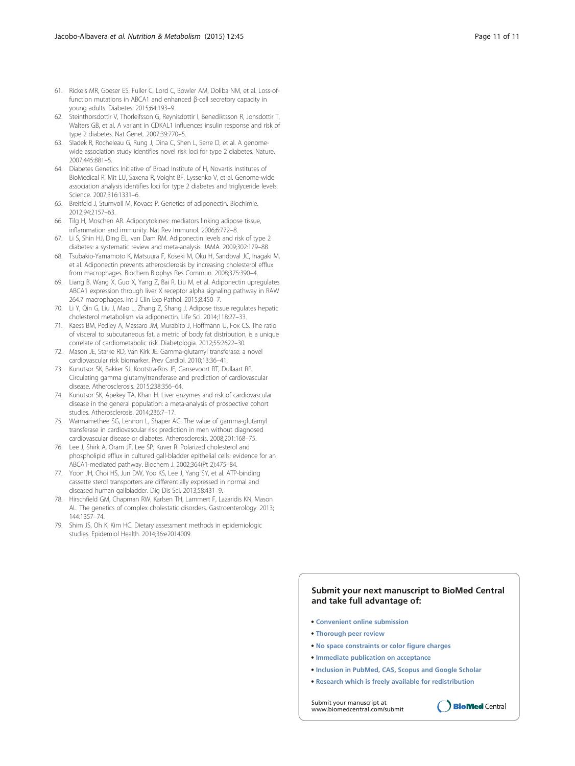61. Rickels MR, Goeser ES, Fuller C, Lord C, Bowler AM, Doliba NM, et al. Loss-of-function mutations in ABCA1 and enhanced β-cell secretory capacity in young adults. Diabetes. 2015;64:193–9.
62. Steinthorsdottir V, Thorleifsson G, Reynisdottir I, Benediktsson R, Jonsdottir T, Walters GB, et al. A variant in CDKAL1 influences insulin response and risk of type 2 diabetes. Nat Genet. 2007;39:770–5.
63. Sladek R, Rocheleau G, Rung J, Dina C, Shen L, Serre D, et al. A genome-wide association study identifies novel risk loci for type 2 diabetes. Nature. 2007;445:881–5.
64. Diabetes Genetics Initiative of Broad Institute of H, Novartis Institutes of BioMedical R, Mit LU, Saxena R, Voight BF, Lyssenko V, et al. Genome-wide association analysis identifies loci for type 2 diabetes and triglyceride levels. Science. 2007;316:1331–6.
65. Breitfeld J, Stumvoll M, Kovacs P. Genetics of adiponectin. Biochimie. 2012;94:2157–63.
66. Tilg H, Moschen AR. Adipocytokines: mediators linking adipose tissue, inflammation and immunity. Nat Rev Immunol. 2006;6:772–8.
67. Li S, Shin HJ, Ding EL, van Dam RM. Adiponectin levels and risk of type 2 diabetes: a systematic review and meta-analysis. JAMA. 2009;302:179–88.
68. Tsubakio-Yamamoto K, Matsuura F, Koseki M, Oku H, Sandoval JC, Inagaki M, et al. Adiponectin prevents atherosclerosis by increasing cholesterol efflux from macrophages. Biochem Biophys Res Commun. 2008;375:390–4.
69. Liang B, Wang X, Guo X, Yang Z, Bai R, Liu M, et al. Adiponectin upregulates ABCA1 expression through liver X receptor alpha signaling pathway in RAW 264.7 macrophages. Int J Clin Exp Pathol. 2015;8:450–7.
70. Li Y, Qin G, Liu J, Mao L, Zhang Z, Shang J. Adipose tissue regulates hepatic cholesterol metabolism via adiponectin. Life Sci. 2014;118:27–33.
71. Kaess BM, Pedley A, Massaro JM, Murabito J, Hoffmann U, Fox CS. The ratio of visceral to subcutaneous fat, a metric of body fat distribution, is a unique correlate of cardiometabolic risk. Diabetologia. 2012;55:2622–30.
72. Mason JE, Starke RD, Van Kirk JE. Gamma-glutamyl transferase: a novel cardiovascular risk biomarker. Prev Cardiol. 2010;13:36–41.
73. Kunutsor SK, Bakker SJ, Kootstra-Ros JE, Gansevoort RT, Dullaart RP. Circulating gamma glutamyltransferase and prediction of cardiovascular disease. Atherosclerosis. 2015;238:356–64.
74. Kunutsor SK, Apekey TA, Khan H. Liver enzymes and risk of cardiovascular disease in the general population: a meta-analysis of prospective cohort studies. Atherosclerosis. 2014;236:7–17.
75. Wannamethee SG, Lennon L, Shaper AG. The value of gamma-glutamyl transferase in cardiovascular risk prediction in men without diagnosed cardiovascular disease or diabetes. Atherosclerosis. 2008;201:168–75.
76. Lee J, Shirk A, Oram JF, Lee SP, Kuver R. Polarized cholesterol and phospholipid efflux in cultured gall-bladder epithelial cells: evidence for an ABCA1-mediated pathway. Biochem J. 2002;364(Pt 2):475–84.
77. Yoon JH, Choi HS, Jun DW, Yoo KS, Lee J, Yang SY, et al. ATP-binding cassette sterol transporters are differentially expressed in normal and diseased human gallbladder. Dig Dis Sci. 2013;58:431–9.
78. Hirschfield GM, Chapman RW, Karlsen TH, Lammert F, Lazaridis KN, Mason AL. The genetics of complex cholestatic disorders. Gastroenterology. 2013; 144:1357–74.
79. Shim JS, Oh K, Kim HC. Dietary assessment methods in epidemiologic studies. Epidemiol Health. 2014;36:e2014009.

**Submit your next manuscript to BioMed Central and take full advantage of:**

- **Convenient online submission**
- **Thorough peer review**
- **No space constraints or color figure charges**
- **Immediate publication on acceptance**
- **Inclusion in PubMed, CAS, Scopus and Google Scholar**
- **Research which is freely available for redistribution**

Submit your manuscript at
www.biomedcentral.com/submit

BioMed Central